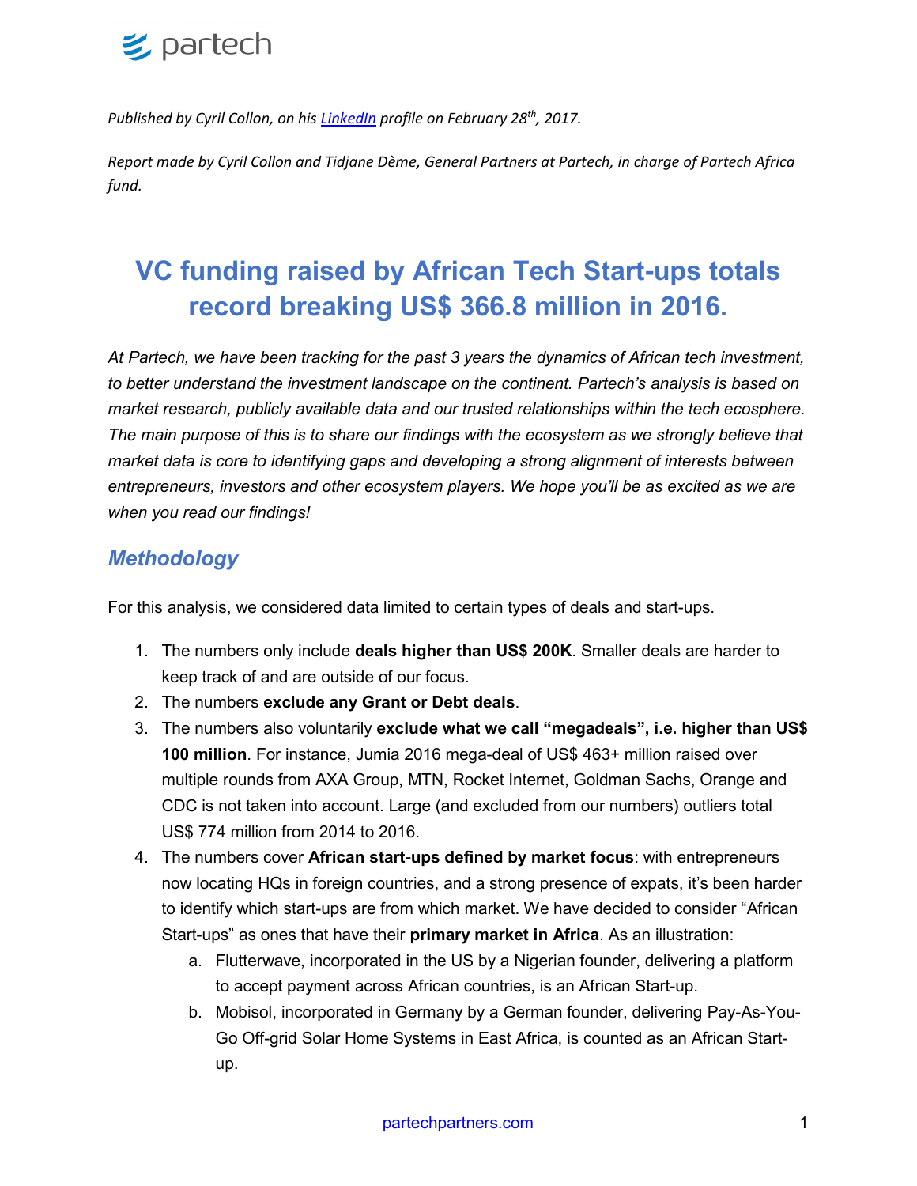*Published by Cyril Collon, on his [LinkedIn](#) profile on February 28th, 2017.*

*Report made by Cyril Collon and Tidjane Dème, General Partners at Partech, in charge of Partech Africa fund.*

# VC funding raised by African Tech Start-ups totals record breaking US$ 366.8 million in 2016.

*At Partech, we have been tracking for the past 3 years the dynamics of African tech investment, to better understand the investment landscape on the continent. Partech's analysis is based on market research, publicly available data and our trusted relationships within the tech ecosphere. The main purpose of this is to share our findings with the ecosystem as we strongly believe that market data is core to identifying gaps and developing a strong alignment of interests between entrepreneurs, investors and other ecosystem players. We hope you'll be as excited as we are when you read our findings!*

## *Methodology*

For this analysis, we considered data limited to certain types of deals and start-ups.

1. The numbers only include **deals higher than US$ 200K**. Smaller deals are harder to keep track of and are outside of our focus.
2. The numbers **exclude any Grant or Debt deals**.
3. The numbers also voluntarily **exclude what we call "megadeals", i.e. higher than US$ 100 million**. For instance, Jumia 2016 mega-deal of US$ 463+ million raised over multiple rounds from AXA Group, MTN, Rocket Internet, Goldman Sachs, Orange and CDC is not taken into account. Large (and excluded from our numbers) outliers total US$ 774 million from 2014 to 2016.
4. The numbers cover **African start-ups defined by market focus**: with entrepreneurs now locating HQs in foreign countries, and a strong presence of expats, it's been harder to identify which start-ups are from which market. We have decided to consider "African Start-ups" as ones that have their **primary market in Africa**. As an illustration:
   a. Flutterwave, incorporated in the US by a Nigerian founder, delivering a platform to accept payment across African countries, is an African Start-up.
   b. Mobisol, incorporated in Germany by a German founder, delivering Pay-As-You-Go Off-grid Solar Home Systems in East Africa, is counted as an African Start-up.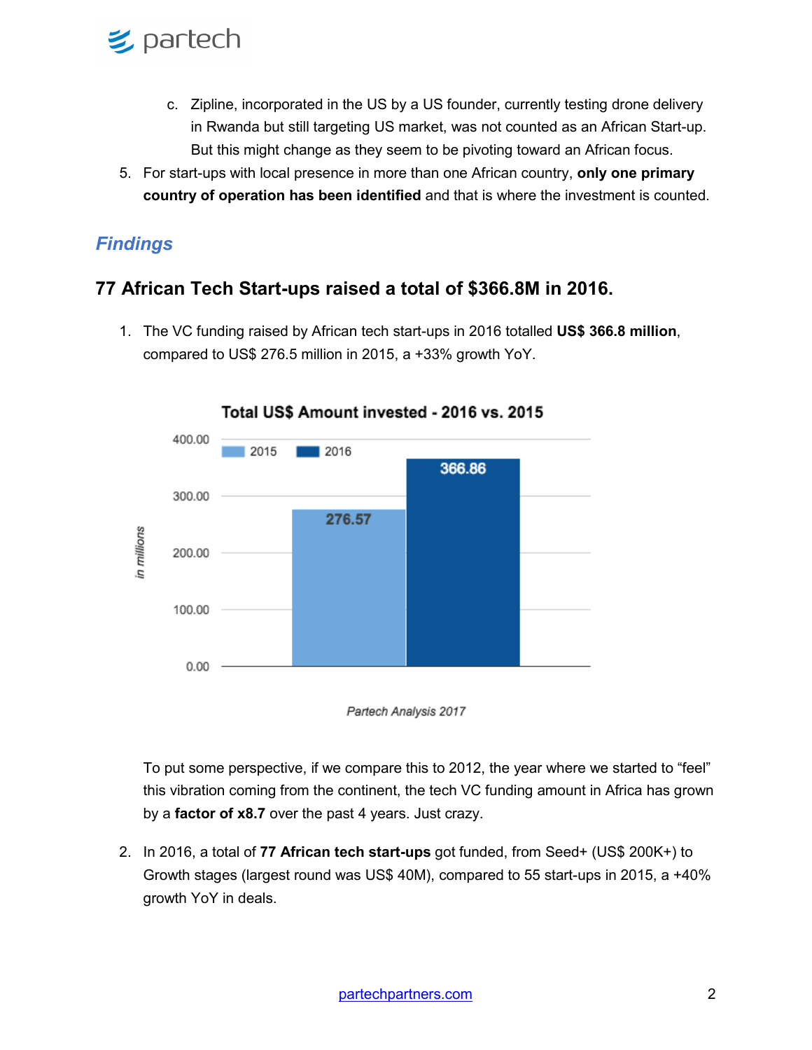c. Zipline, incorporated in the US by a US founder, currently testing drone delivery in Rwanda but still targeting US market, was not counted as an African Start-up. But this might change as they seem to be pivoting toward an African focus.

5. For start-ups with local presence in more than one African country, **only one primary country of operation has been identified** and that is where the investment is counted.

## *Findings*

### 77 African Tech Start-ups raised a total of $366.8M in 2016.

1. The VC funding raised by African tech start-ups in 2016 totalled **US$ 366.8 million**, compared to US$ 276.5 million in 2015, a +33% growth YoY.

**Total US$ Amount invested - 2016 vs. 2015**

| Year | Amount (in millions) |
|---|---|
| 2015 | 276.57 |
| 2016 | 366.86 |

*Partech Analysis 2017*

To put some perspective, if we compare this to 2012, the year where we started to "feel" this vibration coming from the continent, the tech VC funding amount in Africa has grown by a **factor of x8.7** over the past 4 years. Just crazy.

2. In 2016, a total of **77 African tech start-ups** got funded, from Seed+ (US$ 200K+) to Growth stages (largest round was US$ 40M), compared to 55 start-ups in 2015, a +40% growth YoY in deals.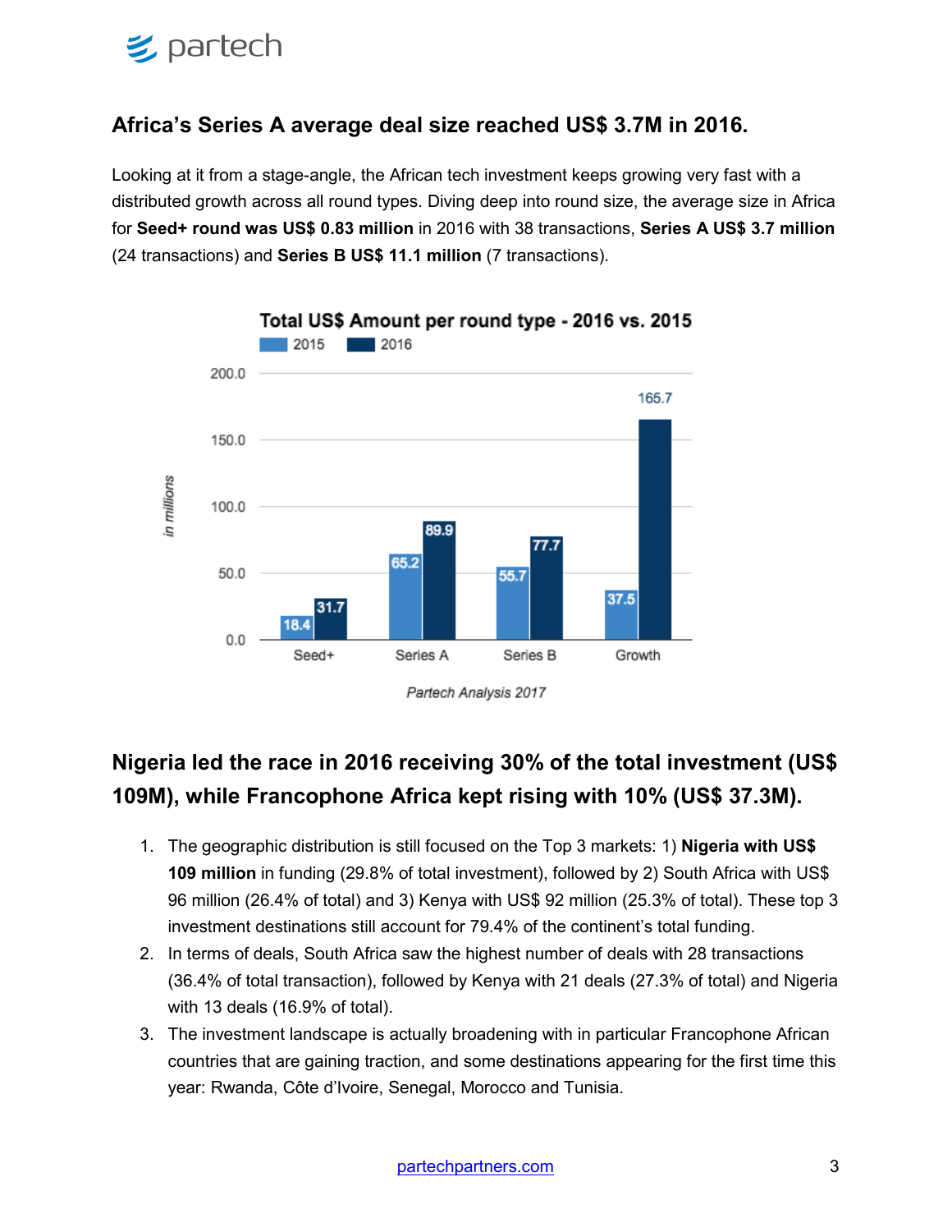## Africa's Series A average deal size reached US$ 3.7M in 2016.

Looking at it from a stage-angle, the African tech investment keeps growing very fast with a distributed growth across all round types. Diving deep into round size, the average size in Africa for **Seed+ round was US$ 0.83 million** in 2016 with 38 transactions, **Series A US$ 3.7 million** (24 transactions) and **Series B US$ 11.1 million** (7 transactions).

Total US$ Amount per round type - 2016 vs. 2015

2015 2016

in millions

200.0
150.0
100.0
50.0
0.0

Seed+: 18.4, 31.7
Series A: 65.2, 89.9
Series B: 55.7, 77.7
Growth: 37.5, 165.7

*Partech Analysis 2017*

## Nigeria led the race in 2016 receiving 30% of the total investment (US$ 109M), while Francophone Africa kept rising with 10% (US$ 37.3M).

1. The geographic distribution is still focused on the Top 3 markets: 1) **Nigeria with US$ 109 million** in funding (29.8% of total investment), followed by 2) South Africa with US$ 96 million (26.4% of total) and 3) Kenya with US$ 92 million (25.3% of total). These top 3 investment destinations still account for 79.4% of the continent's total funding.
2. In terms of deals, South Africa saw the highest number of deals with 28 transactions (36.4% of total transaction), followed by Kenya with 21 deals (27.3% of total) and Nigeria with 13 deals (16.9% of total).
3. The investment landscape is actually broadening with in particular Francophone African countries that are gaining traction, and some destinations appearing for the first time this year: Rwanda, Côte d'Ivoire, Senegal, Morocco and Tunisia.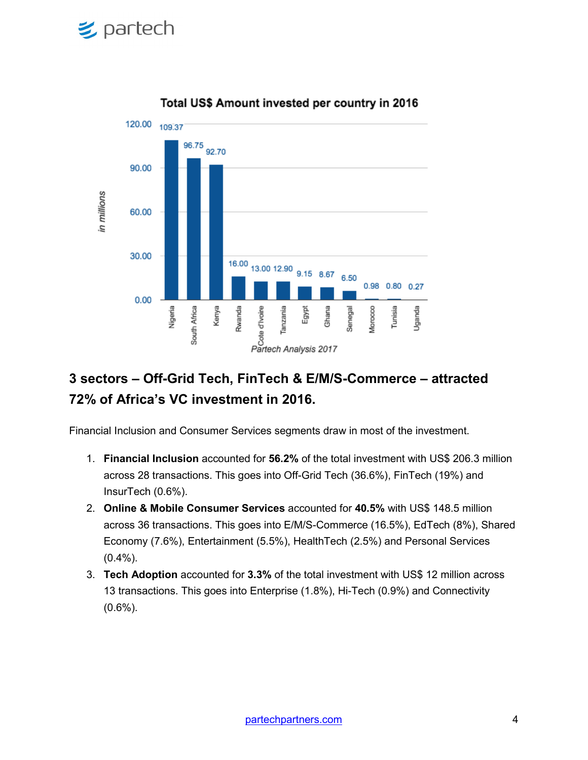Total US$ Amount invested per country in 2016

in millions

120.00
90.00
60.00
30.00
0.00

109.37
96.75
92.70
16.00
13.00
12.90
9.15
8.67
6.50
0.98
0.80
0.27

Nigeria
South Africa
Kenya
Rwanda
Cote d'Ivoire
Tanzania
Egypt
Ghana
Senegal
Morocco
Tunisia
Uganda

Partech Analysis 2017

## 3 sectors – Off-Grid Tech, FinTech & E/M/S-Commerce – attracted 72% of Africa's VC investment in 2016.

Financial Inclusion and Consumer Services segments draw in most of the investment.

1. **Financial Inclusion** accounted for **56.2%** of the total investment with US$ 206.3 million across 28 transactions. This goes into Off-Grid Tech (36.6%), FinTech (19%) and InsurTech (0.6%).
2. **Online & Mobile Consumer Services** accounted for **40.5%** with US$ 148.5 million across 36 transactions. This goes into E/M/S-Commerce (16.5%), EdTech (8%), Shared Economy (7.6%), Entertainment (5.5%), HealthTech (2.5%) and Personal Services (0.4%).
3. **Tech Adoption** accounted for **3.3%** of the total investment with US$ 12 million across 13 transactions. This goes into Enterprise (1.8%), Hi-Tech (0.9%) and Connectivity (0.6%).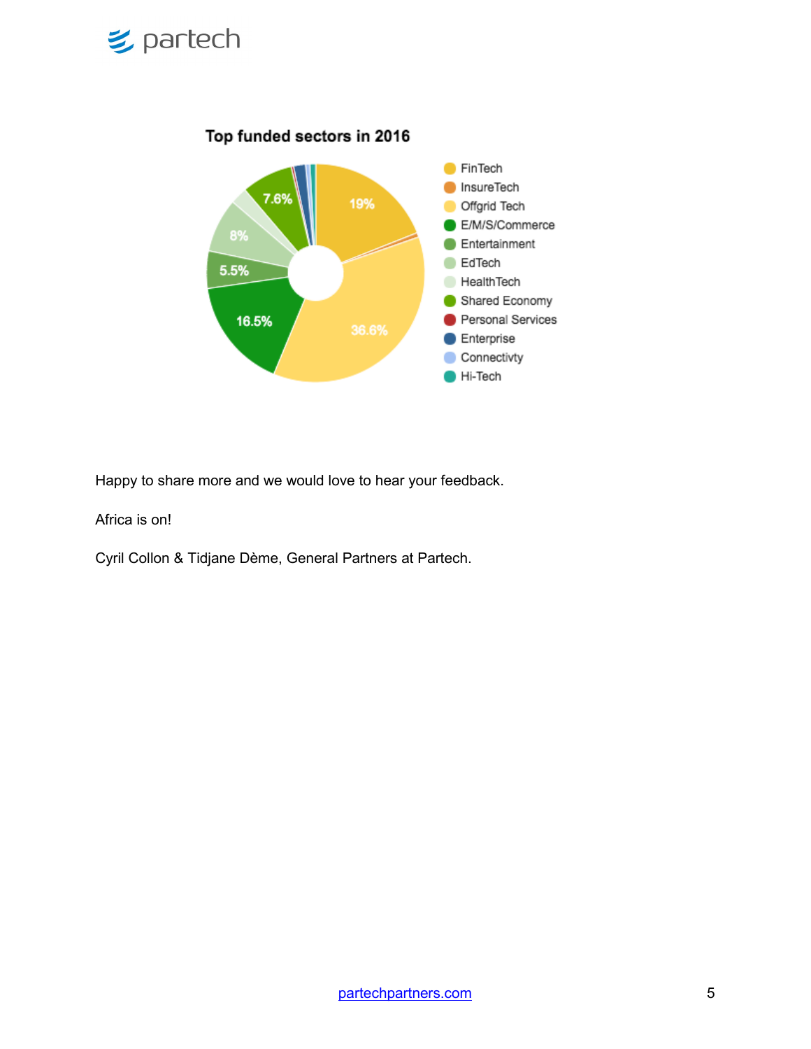Top funded sectors in 2016

19%
36.6%
16.5%
5.5%
8%
7.6%

FinTech
InsureTech
Offgrid Tech
E/M/S/Commerce
Entertainment
EdTech
HealthTech
Shared Economy
Personal Services
Enterprise
Connectivty
Hi-Tech

Happy to share more and we would love to hear your feedback.

Africa is on!

Cyril Collon & Tidjane Dème, General Partners at Partech.

[partechpartners.com](http://partechpartners.com)